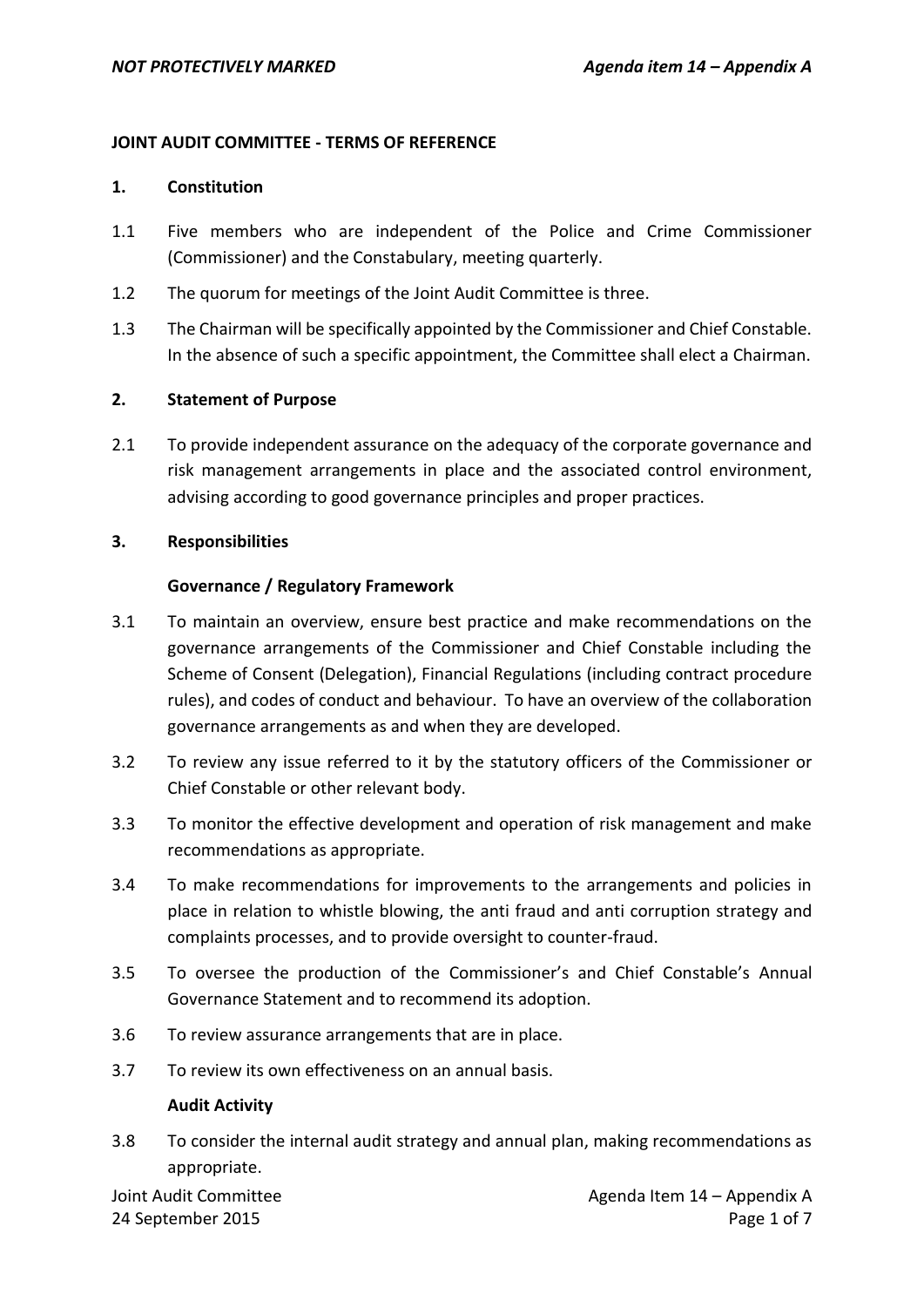**JOINT AUDIT COMMITTEE - TERMS OF REFERENCE**

**1. Constitution**

1.1 Five members who are independent of the Police and Crime Commissioner (Commissioner) and the Constabulary, meeting quarterly.

1.2 The quorum for meetings of the Joint Audit Committee is three.

1.3 The Chairman will be specifically appointed by the Commissioner and Chief Constable. In the absence of such a specific appointment, the Committee shall elect a Chairman.

**2. Statement of Purpose**

2.1 To provide independent assurance on the adequacy of the corporate governance and risk management arrangements in place and the associated control environment, advising according to good governance principles and proper practices.

**3. Responsibilities**

**Governance / Regulatory Framework**

3.1 To maintain an overview, ensure best practice and make recommendations on the governance arrangements of the Commissioner and Chief Constable including the Scheme of Consent (Delegation), Financial Regulations (including contract procedure rules), and codes of conduct and behaviour. To have an overview of the collaboration governance arrangements as and when they are developed.

3.2 To review any issue referred to it by the statutory officers of the Commissioner or Chief Constable or other relevant body.

3.3 To monitor the effective development and operation of risk management and make recommendations as appropriate.

3.4 To make recommendations for improvements to the arrangements and policies in place in relation to whistle blowing, the anti fraud and anti corruption strategy and complaints processes, and to provide oversight to counter-fraud.

3.5 To oversee the production of the Commissioner's and Chief Constable's Annual Governance Statement and to recommend its adoption.

3.6 To review assurance arrangements that are in place.

3.7 To review its own effectiveness on an annual basis.

**Audit Activity**

3.8 To consider the internal audit strategy and annual plan, making recommendations as appropriate.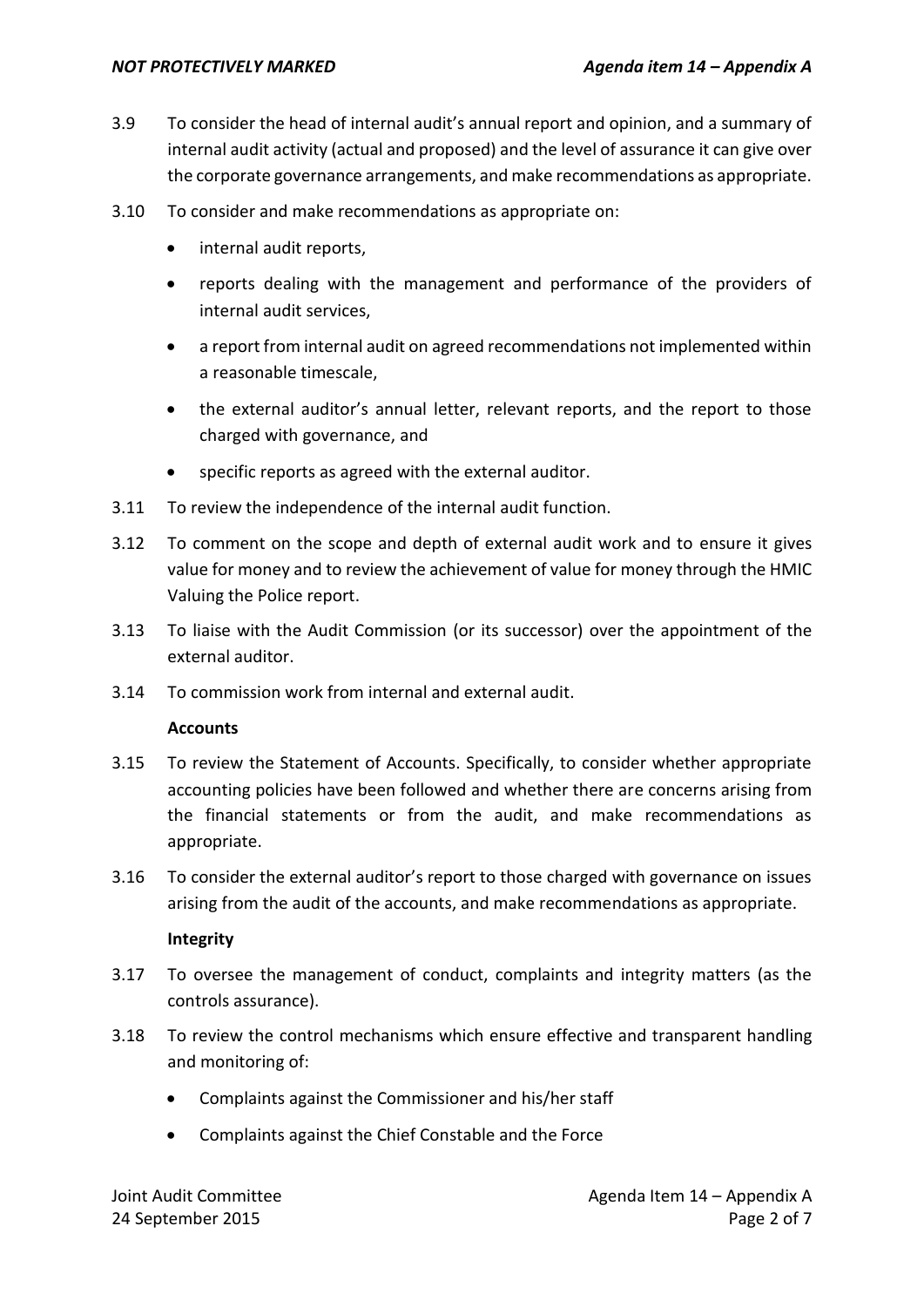3.9 To consider the head of internal audit's annual report and opinion, and a summary of internal audit activity (actual and proposed) and the level of assurance it can give over the corporate governance arrangements, and make recommendations as appropriate.

3.10 To consider and make recommendations as appropriate on:

- internal audit reports,
- reports dealing with the management and performance of the providers of internal audit services,
- a report from internal audit on agreed recommendations not implemented within a reasonable timescale,
- the external auditor's annual letter, relevant reports, and the report to those charged with governance, and
- specific reports as agreed with the external auditor.

3.11 To review the independence of the internal audit function.

3.12 To comment on the scope and depth of external audit work and to ensure it gives value for money and to review the achievement of value for money through the HMIC Valuing the Police report.

3.13 To liaise with the Audit Commission (or its successor) over the appointment of the external auditor.

3.14 To commission work from internal and external audit.

**Accounts**

3.15 To review the Statement of Accounts. Specifically, to consider whether appropriate accounting policies have been followed and whether there are concerns arising from the financial statements or from the audit, and make recommendations as appropriate.

3.16 To consider the external auditor's report to those charged with governance on issues arising from the audit of the accounts, and make recommendations as appropriate.

**Integrity**

3.17 To oversee the management of conduct, complaints and integrity matters (as the controls assurance).

3.18 To review the control mechanisms which ensure effective and transparent handling and monitoring of:

- Complaints against the Commissioner and his/her staff
- Complaints against the Chief Constable and the Force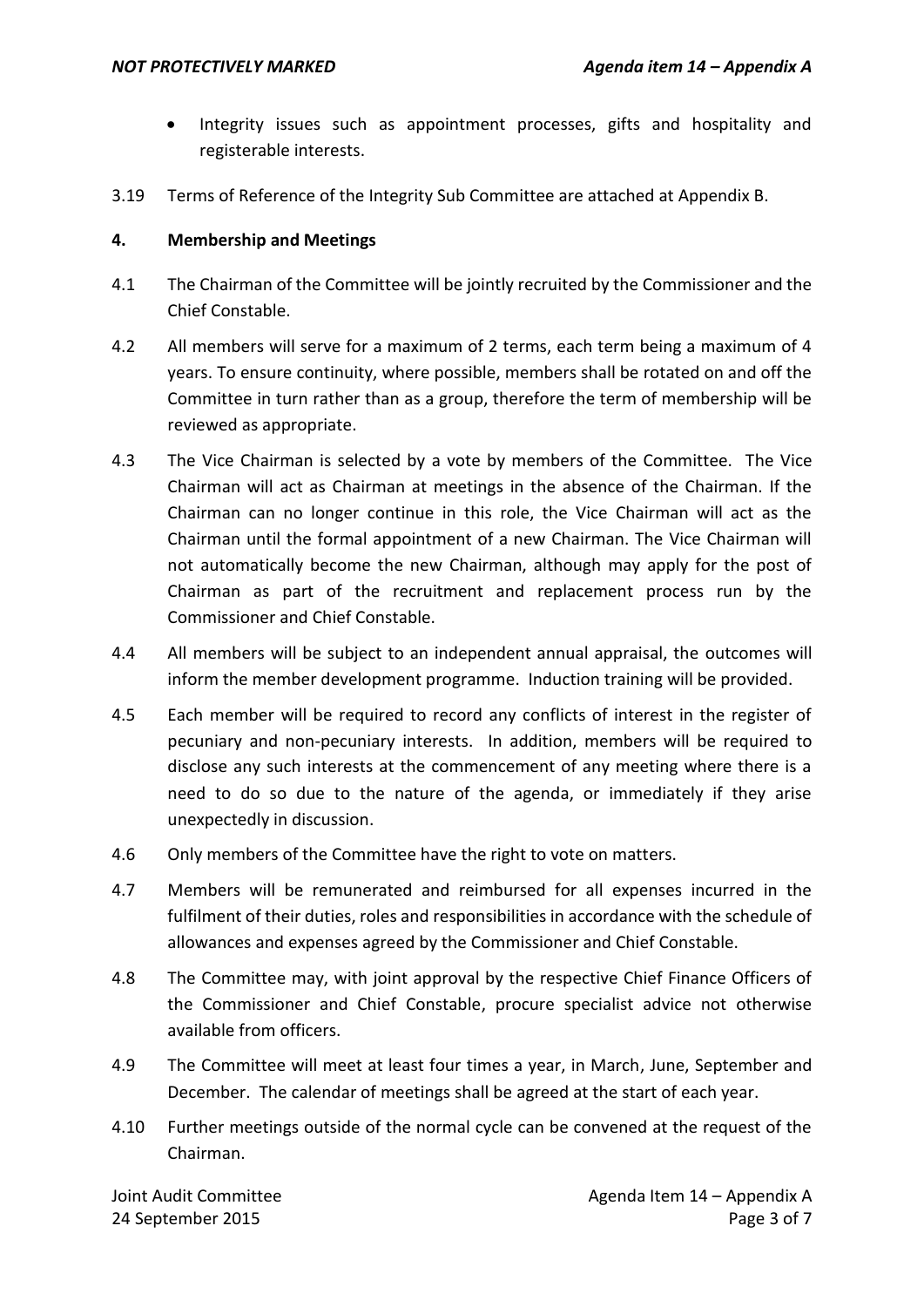- Integrity issues such as appointment processes, gifts and hospitality and registerable interests.

3.19 Terms of Reference of the Integrity Sub Committee are attached at Appendix B.

## 4. Membership and Meetings

4.1 The Chairman of the Committee will be jointly recruited by the Commissioner and the Chief Constable.

4.2 All members will serve for a maximum of 2 terms, each term being a maximum of 4 years. To ensure continuity, where possible, members shall be rotated on and off the Committee in turn rather than as a group, therefore the term of membership will be reviewed as appropriate.

4.3 The Vice Chairman is selected by a vote by members of the Committee. The Vice Chairman will act as Chairman at meetings in the absence of the Chairman. If the Chairman can no longer continue in this role, the Vice Chairman will act as the Chairman until the formal appointment of a new Chairman. The Vice Chairman will not automatically become the new Chairman, although may apply for the post of Chairman as part of the recruitment and replacement process run by the Commissioner and Chief Constable.

4.4 All members will be subject to an independent annual appraisal, the outcomes will inform the member development programme. Induction training will be provided.

4.5 Each member will be required to record any conflicts of interest in the register of pecuniary and non-pecuniary interests. In addition, members will be required to disclose any such interests at the commencement of any meeting where there is a need to do so due to the nature of the agenda, or immediately if they arise unexpectedly in discussion.

4.6 Only members of the Committee have the right to vote on matters.

4.7 Members will be remunerated and reimbursed for all expenses incurred in the fulfilment of their duties, roles and responsibilities in accordance with the schedule of allowances and expenses agreed by the Commissioner and Chief Constable.

4.8 The Committee may, with joint approval by the respective Chief Finance Officers of the Commissioner and Chief Constable, procure specialist advice not otherwise available from officers.

4.9 The Committee will meet at least four times a year, in March, June, September and December. The calendar of meetings shall be agreed at the start of each year.

4.10 Further meetings outside of the normal cycle can be convened at the request of the Chairman.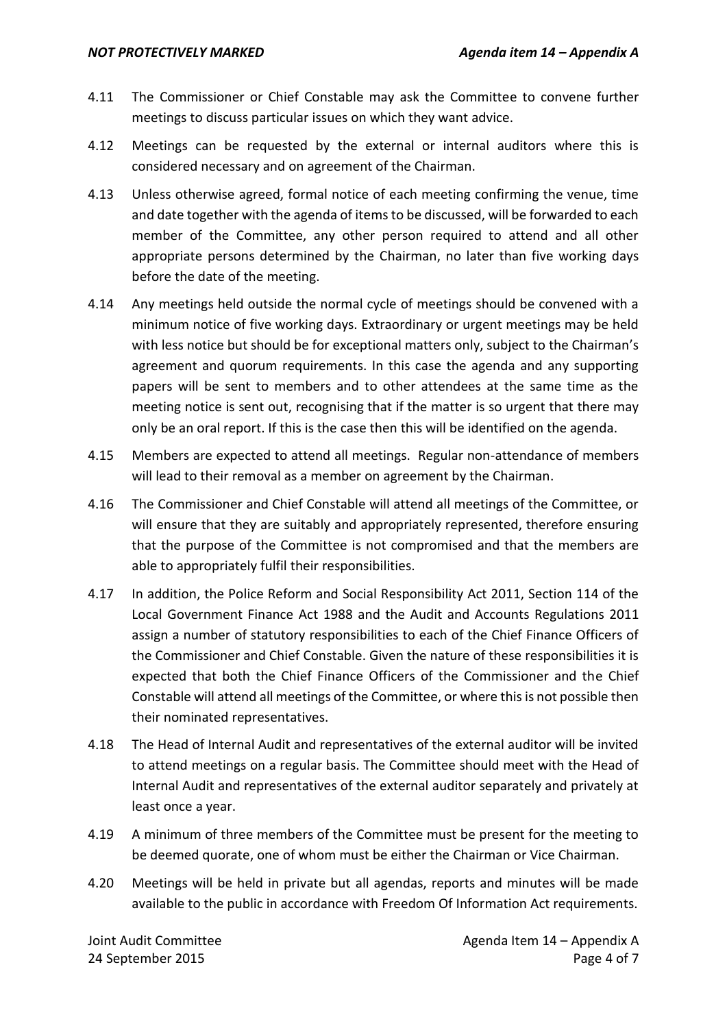4.11 The Commissioner or Chief Constable may ask the Committee to convene further meetings to discuss particular issues on which they want advice.

4.12 Meetings can be requested by the external or internal auditors where this is considered necessary and on agreement of the Chairman.

4.13 Unless otherwise agreed, formal notice of each meeting confirming the venue, time and date together with the agenda of items to be discussed, will be forwarded to each member of the Committee, any other person required to attend and all other appropriate persons determined by the Chairman, no later than five working days before the date of the meeting.

4.14 Any meetings held outside the normal cycle of meetings should be convened with a minimum notice of five working days. Extraordinary or urgent meetings may be held with less notice but should be for exceptional matters only, subject to the Chairman's agreement and quorum requirements. In this case the agenda and any supporting papers will be sent to members and to other attendees at the same time as the meeting notice is sent out, recognising that if the matter is so urgent that there may only be an oral report. If this is the case then this will be identified on the agenda.

4.15 Members are expected to attend all meetings. Regular non-attendance of members will lead to their removal as a member on agreement by the Chairman.

4.16 The Commissioner and Chief Constable will attend all meetings of the Committee, or will ensure that they are suitably and appropriately represented, therefore ensuring that the purpose of the Committee is not compromised and that the members are able to appropriately fulfil their responsibilities.

4.17 In addition, the Police Reform and Social Responsibility Act 2011, Section 114 of the Local Government Finance Act 1988 and the Audit and Accounts Regulations 2011 assign a number of statutory responsibilities to each of the Chief Finance Officers of the Commissioner and Chief Constable. Given the nature of these responsibilities it is expected that both the Chief Finance Officers of the Commissioner and the Chief Constable will attend all meetings of the Committee, or where this is not possible then their nominated representatives.

4.18 The Head of Internal Audit and representatives of the external auditor will be invited to attend meetings on a regular basis. The Committee should meet with the Head of Internal Audit and representatives of the external auditor separately and privately at least once a year.

4.19 A minimum of three members of the Committee must be present for the meeting to be deemed quorate, one of whom must be either the Chairman or Vice Chairman.

4.20 Meetings will be held in private but all agendas, reports and minutes will be made available to the public in accordance with Freedom Of Information Act requirements.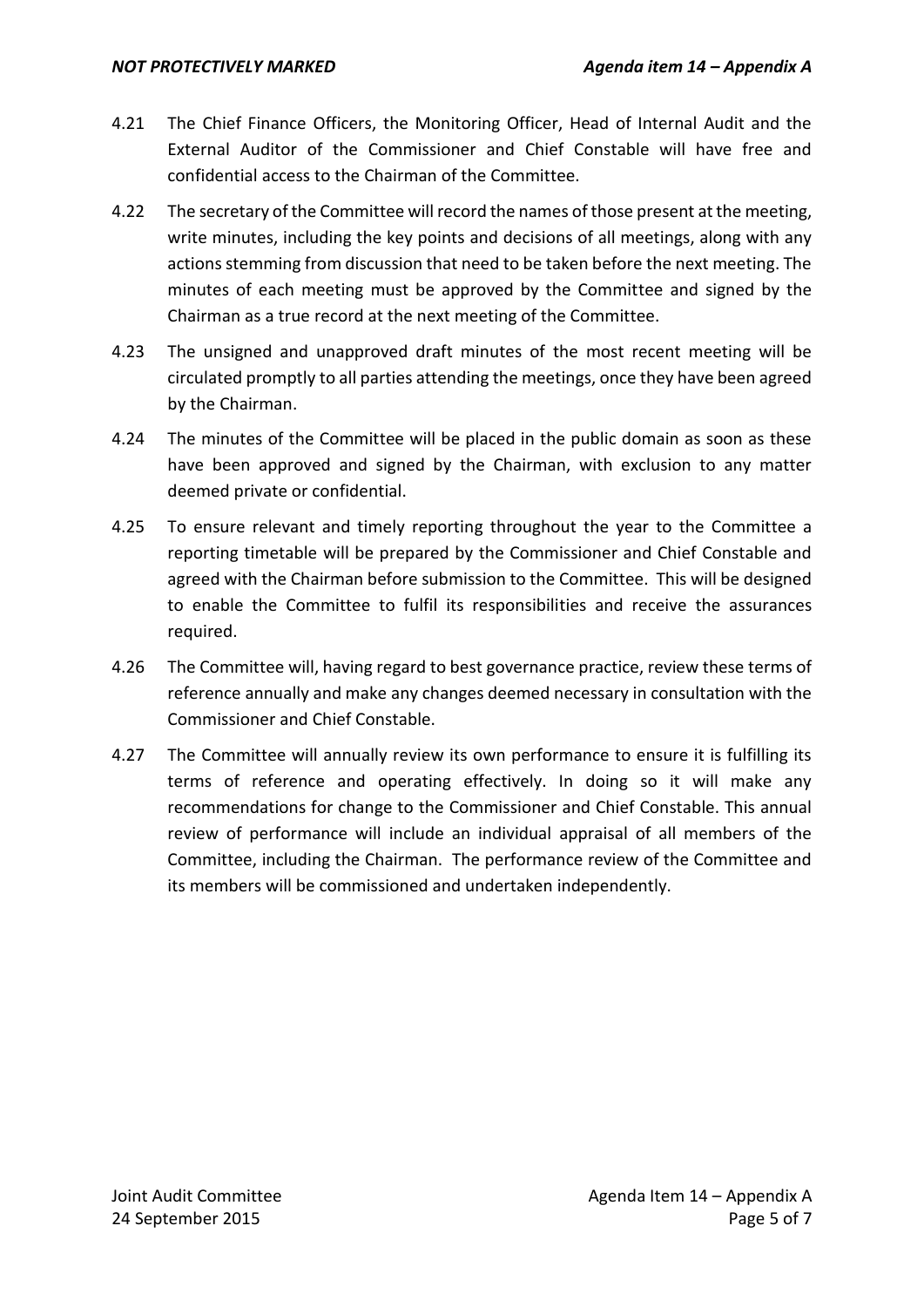4.21 The Chief Finance Officers, the Monitoring Officer, Head of Internal Audit and the External Auditor of the Commissioner and Chief Constable will have free and confidential access to the Chairman of the Committee.

4.22 The secretary of the Committee will record the names of those present at the meeting, write minutes, including the key points and decisions of all meetings, along with any actions stemming from discussion that need to be taken before the next meeting. The minutes of each meeting must be approved by the Committee and signed by the Chairman as a true record at the next meeting of the Committee.

4.23 The unsigned and unapproved draft minutes of the most recent meeting will be circulated promptly to all parties attending the meetings, once they have been agreed by the Chairman.

4.24 The minutes of the Committee will be placed in the public domain as soon as these have been approved and signed by the Chairman, with exclusion to any matter deemed private or confidential.

4.25 To ensure relevant and timely reporting throughout the year to the Committee a reporting timetable will be prepared by the Commissioner and Chief Constable and agreed with the Chairman before submission to the Committee. This will be designed to enable the Committee to fulfil its responsibilities and receive the assurances required.

4.26 The Committee will, having regard to best governance practice, review these terms of reference annually and make any changes deemed necessary in consultation with the Commissioner and Chief Constable.

4.27 The Committee will annually review its own performance to ensure it is fulfilling its terms of reference and operating effectively. In doing so it will make any recommendations for change to the Commissioner and Chief Constable. This annual review of performance will include an individual appraisal of all members of the Committee, including the Chairman. The performance review of the Committee and its members will be commissioned and undertaken independently.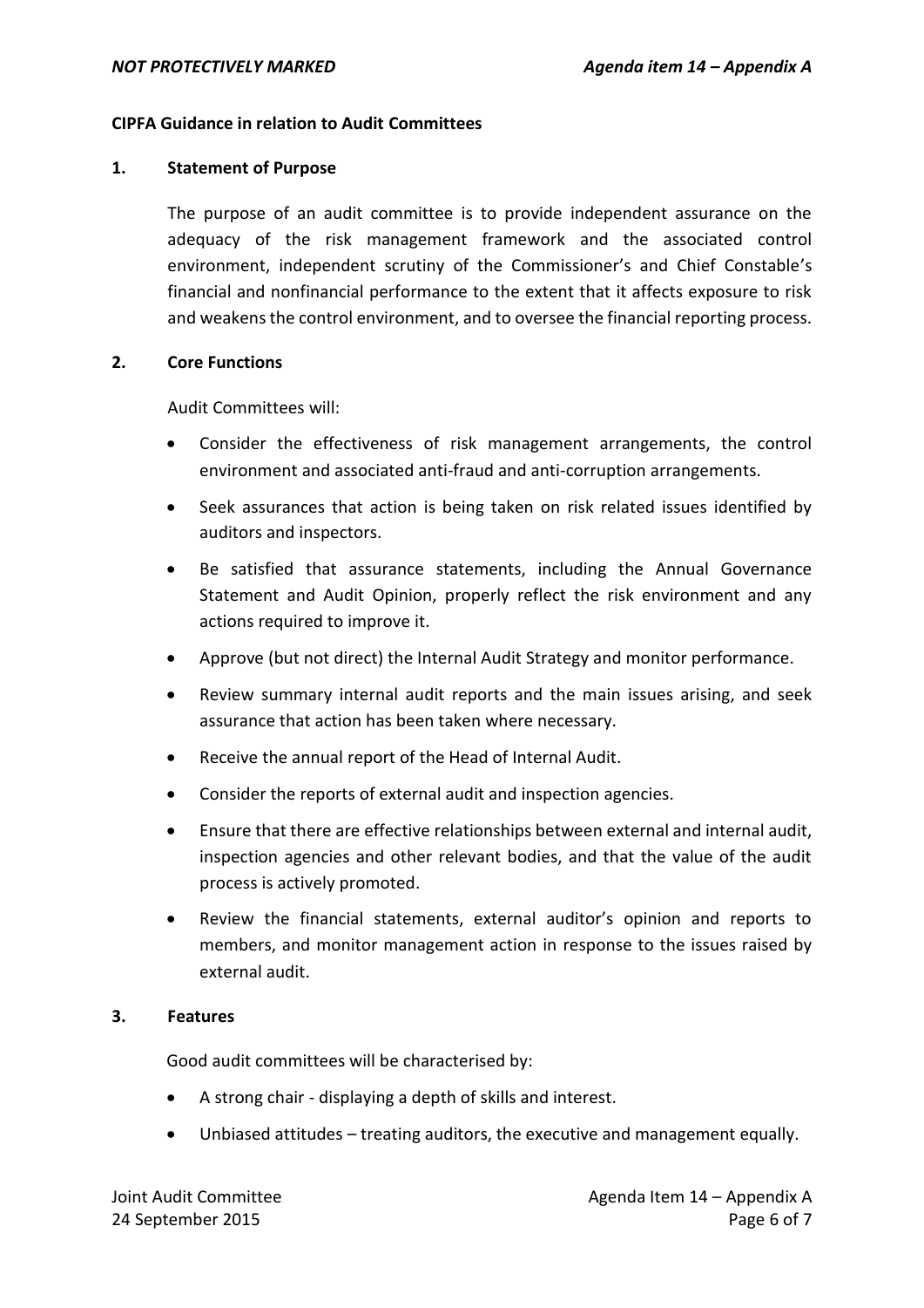**CIPFA Guidance in relation to Audit Committees**

**1. Statement of Purpose**

The purpose of an audit committee is to provide independent assurance on the adequacy of the risk management framework and the associated control environment, independent scrutiny of the Commissioner's and Chief Constable's financial and nonfinancial performance to the extent that it affects exposure to risk and weakens the control environment, and to oversee the financial reporting process.

**2. Core Functions**

Audit Committees will:

- Consider the effectiveness of risk management arrangements, the control environment and associated anti-fraud and anti-corruption arrangements.
- Seek assurances that action is being taken on risk related issues identified by auditors and inspectors.
- Be satisfied that assurance statements, including the Annual Governance Statement and Audit Opinion, properly reflect the risk environment and any actions required to improve it.
- Approve (but not direct) the Internal Audit Strategy and monitor performance.
- Review summary internal audit reports and the main issues arising, and seek assurance that action has been taken where necessary.
- Receive the annual report of the Head of Internal Audit.
- Consider the reports of external audit and inspection agencies.
- Ensure that there are effective relationships between external and internal audit, inspection agencies and other relevant bodies, and that the value of the audit process is actively promoted.
- Review the financial statements, external auditor's opinion and reports to members, and monitor management action in response to the issues raised by external audit.

**3. Features**

Good audit committees will be characterised by:

- A strong chair - displaying a depth of skills and interest.
- Unbiased attitudes – treating auditors, the executive and management equally.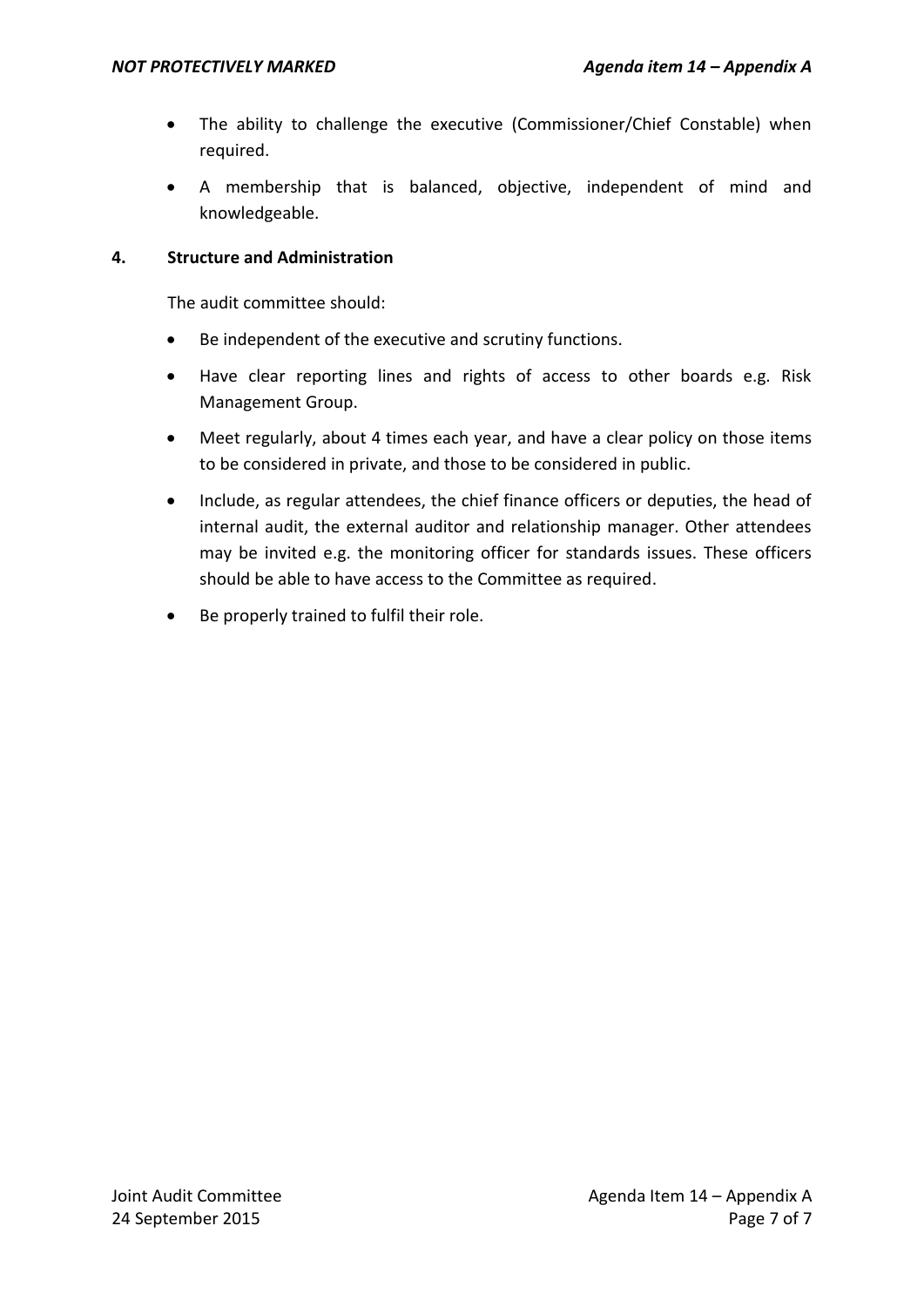- The ability to challenge the executive (Commissioner/Chief Constable) when required.
- A membership that is balanced, objective, independent of mind and knowledgeable.

## 4. Structure and Administration

The audit committee should:

- Be independent of the executive and scrutiny functions.
- Have clear reporting lines and rights of access to other boards e.g. Risk Management Group.
- Meet regularly, about 4 times each year, and have a clear policy on those items to be considered in private, and those to be considered in public.
- Include, as regular attendees, the chief finance officers or deputies, the head of internal audit, the external auditor and relationship manager. Other attendees may be invited e.g. the monitoring officer for standards issues. These officers should be able to have access to the Committee as required.
- Be properly trained to fulfil their role.